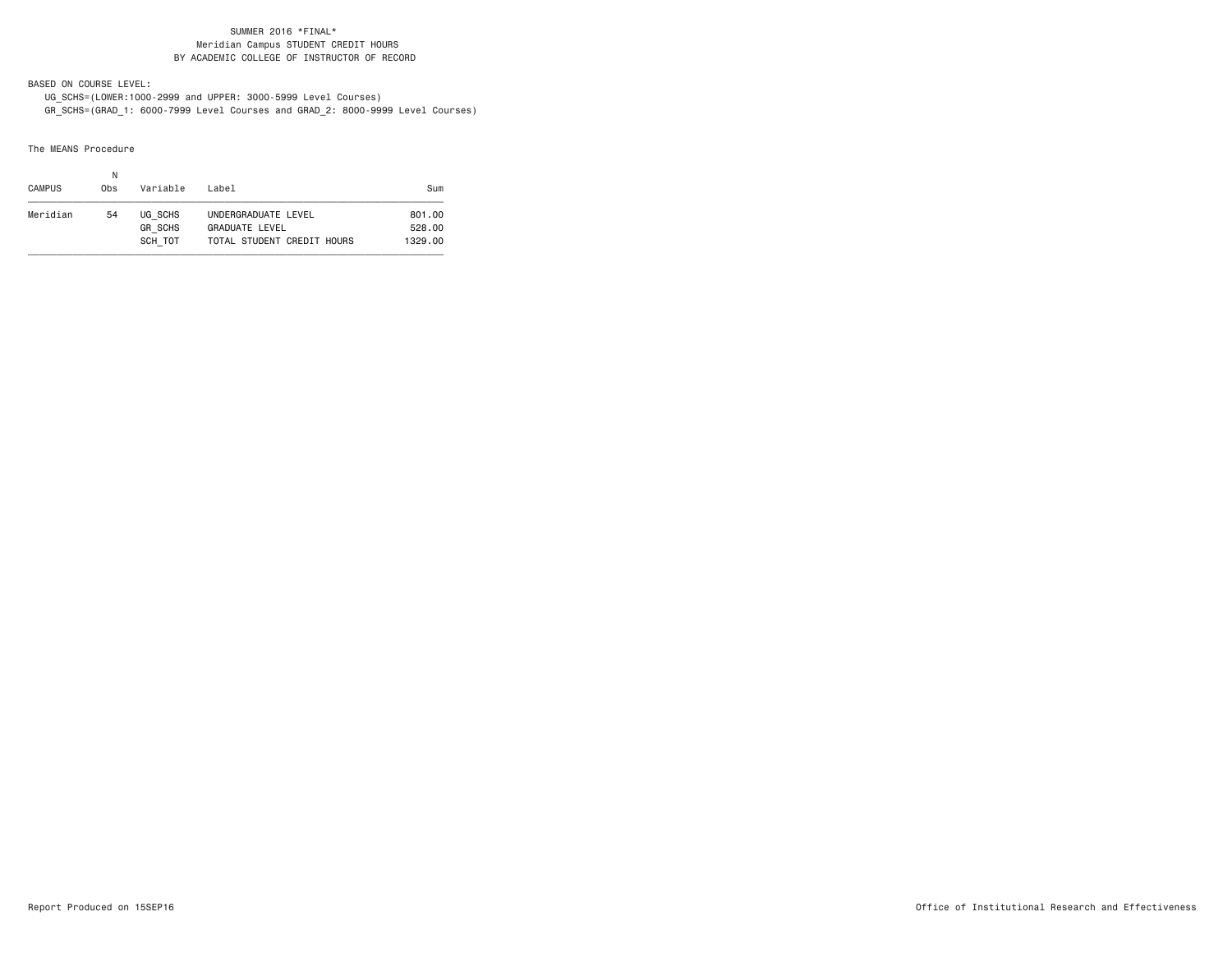SUMMER 2016 *FINAL*
Meridian Campus STUDENT CREDIT HOURS
BY ACADEMIC COLLEGE OF INSTRUCTOR OF RECORD

BASED ON COURSE LEVEL:
UG_SCHS=(LOWER:1000-2999 and UPPER: 3000-5999 Level Courses)
GR_SCHS=(GRAD_1: 6000-7999 Level Courses and GRAD_2: 8000-9999 Level Courses)

The MEANS Procedure

| CAMPUS | N Obs | Variable | Label | Sum |
|---|---|---|---|---|
| Meridian | 54 | UG_SCHS | UNDERGRADUATE LEVEL | 801.00 |
| | | GR_SCHS | GRADUATE LEVEL | 528.00 |
| | | SCH_TOT | TOTAL STUDENT CREDIT HOURS | 1329.00 |

Report Produced on 15SEP16

Office of Institutional Research and Effectiveness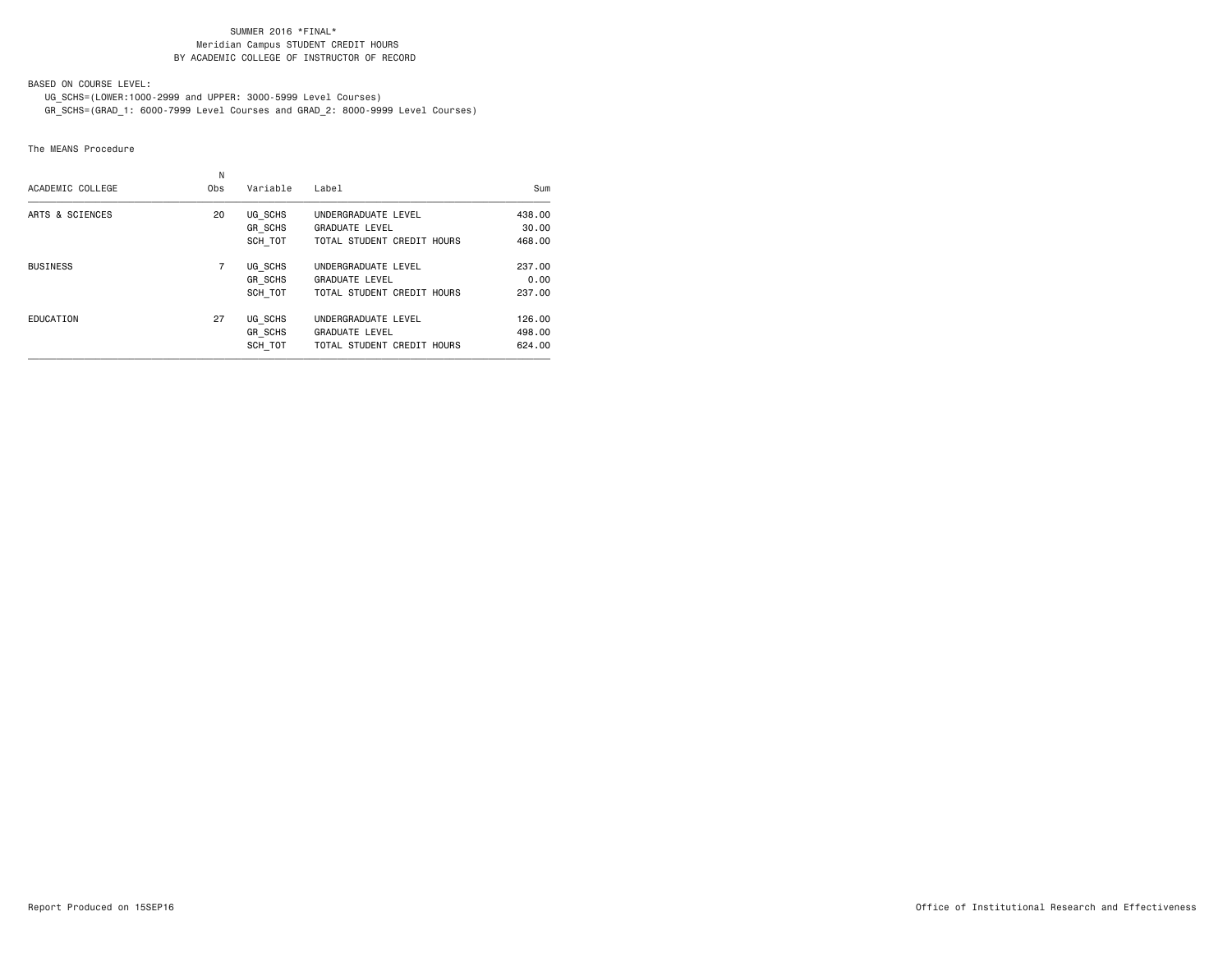SUMMER 2016 *FINAL*
Meridian Campus STUDENT CREDIT HOURS
BY ACADEMIC COLLEGE OF INSTRUCTOR OF RECORD

BASED ON COURSE LEVEL:
UG_SCHS=(LOWER:1000-2999 and UPPER: 3000-5999 Level Courses)
GR_SCHS=(GRAD_1: 6000-7999 Level Courses and GRAD_2: 8000-9999 Level Courses)

The MEANS Procedure

| ACADEMIC COLLEGE | N Obs | Variable | Label | Sum |
|---|---|---|---|---|
| ARTS & SCIENCES | 20 | UG_SCHS | UNDERGRADUATE LEVEL | 438.00 |
| | | GR_SCHS | GRADUATE LEVEL | 30.00 |
| | | SCH_TOT | TOTAL STUDENT CREDIT HOURS | 468.00 |
| BUSINESS | 7 | UG_SCHS | UNDERGRADUATE LEVEL | 237.00 |
| | | GR_SCHS | GRADUATE LEVEL | 0.00 |
| | | SCH_TOT | TOTAL STUDENT CREDIT HOURS | 237.00 |
| EDUCATION | 27 | UG_SCHS | UNDERGRADUATE LEVEL | 126.00 |
| | | GR_SCHS | GRADUATE LEVEL | 498.00 |
| | | SCH_TOT | TOTAL STUDENT CREDIT HOURS | 624.00 |

Report Produced on 15SEP16

Office of Institutional Research and Effectiveness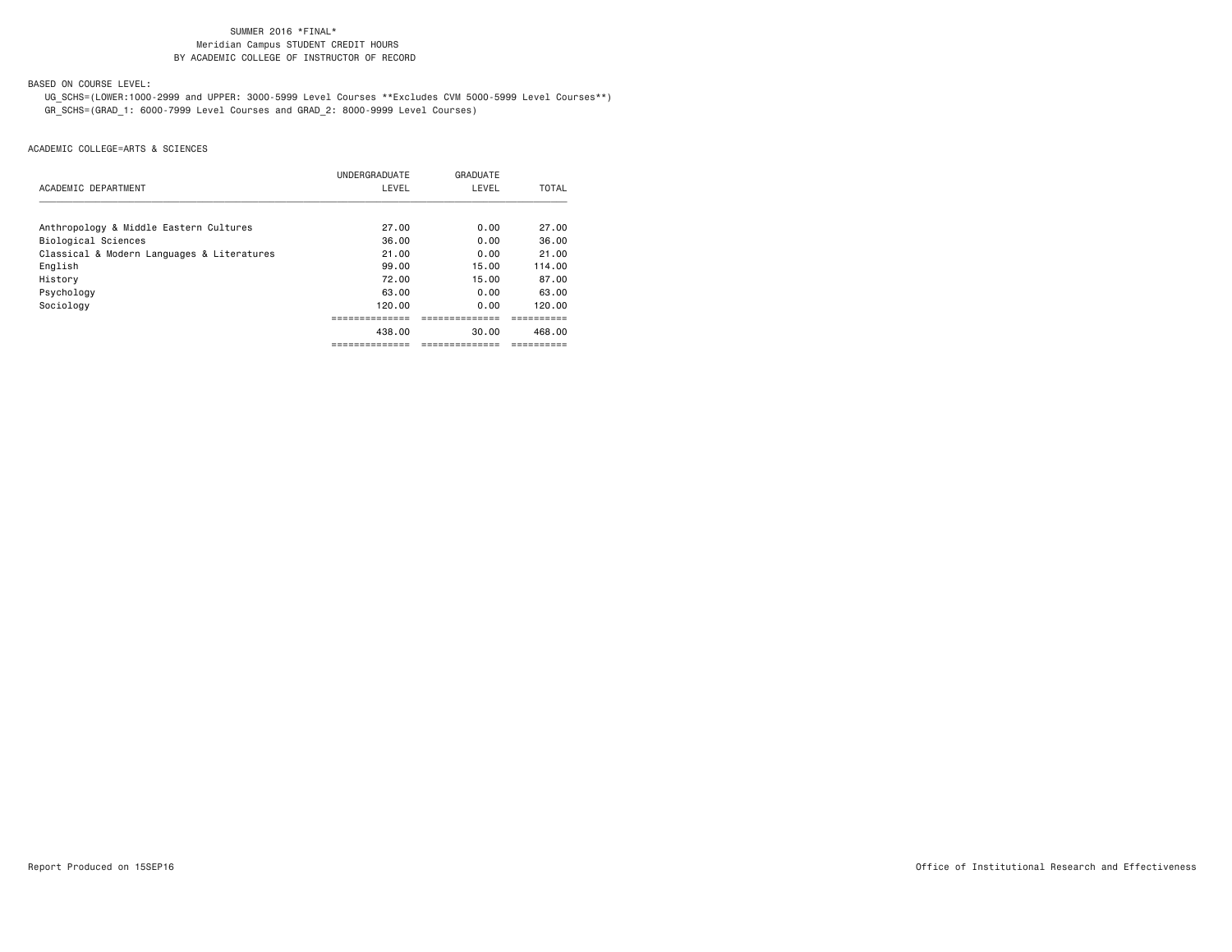SUMMER 2016 *FINAL*
Meridian Campus STUDENT CREDIT HOURS
BY ACADEMIC COLLEGE OF INSTRUCTOR OF RECORD

BASED ON COURSE LEVEL:

UG_SCHS=(LOWER:1000-2999 and UPPER: 3000-5999 Level Courses **Excludes CVM 5000-5999 Level Courses**)
GR_SCHS=(GRAD_1: 6000-7999 Level Courses and GRAD_2: 8000-9999 Level Courses)

ACADEMIC COLLEGE=ARTS & SCIENCES

| ACADEMIC DEPARTMENT | UNDERGRADUATE LEVEL | GRADUATE LEVEL | TOTAL |
|---|---|---|---|
| Anthropology & Middle Eastern Cultures | 27.00 | 0.00 | 27.00 |
| Biological Sciences | 36.00 | 0.00 | 36.00 |
| Classical & Modern Languages & Literatures | 21.00 | 0.00 | 21.00 |
| English | 99.00 | 15.00 | 114.00 |
| History | 72.00 | 15.00 | 87.00 |
| Psychology | 63.00 | 0.00 | 63.00 |
| Sociology | 120.00 | 0.00 | 120.00 |
| | 438.00 | 30.00 | 468.00 |

Report Produced on 15SEP16

Office of Institutional Research and Effectiveness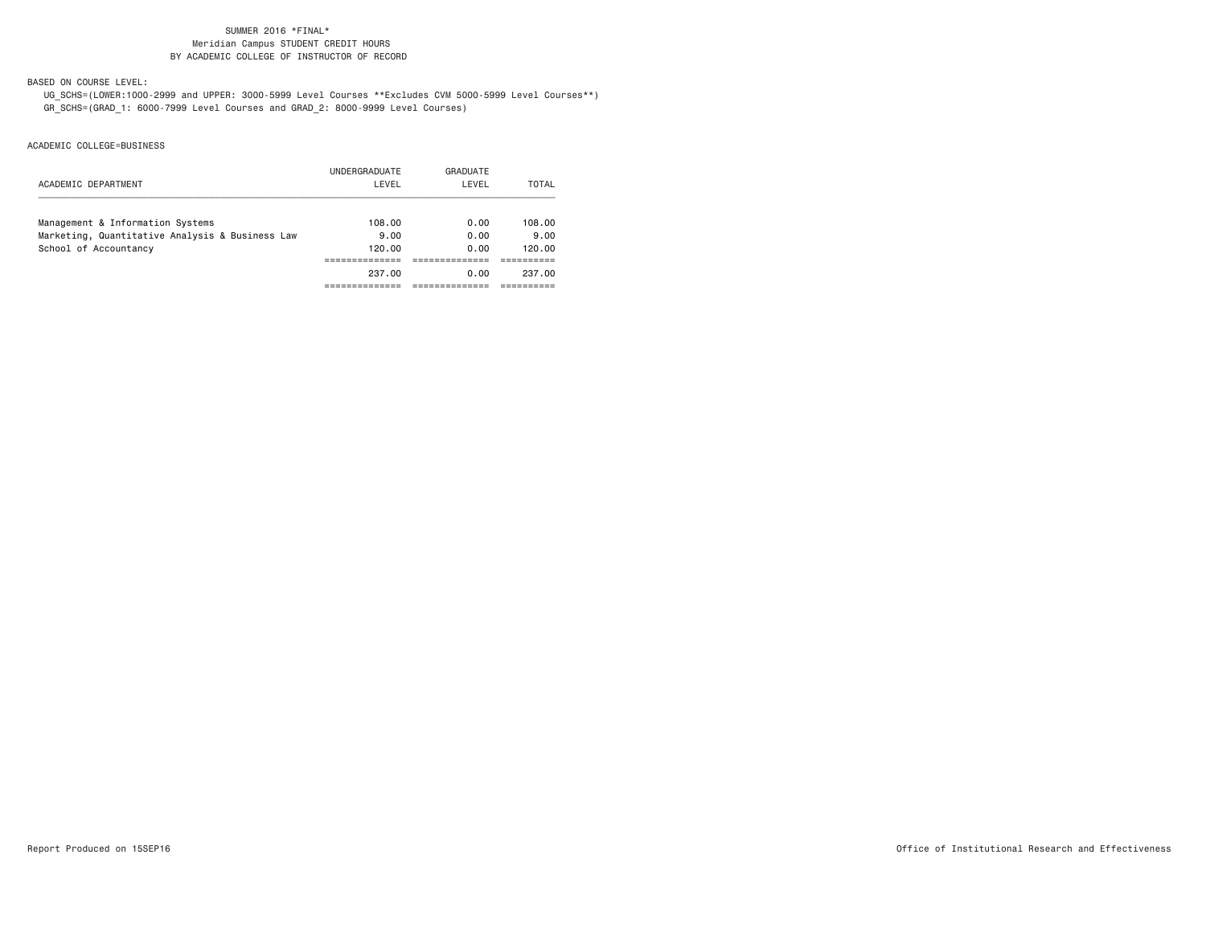SUMMER 2016 *FINAL*
Meridian Campus STUDENT CREDIT HOURS
BY ACADEMIC COLLEGE OF INSTRUCTOR OF RECORD

BASED ON COURSE LEVEL:

UG_SCHS=(LOWER:1000-2999 and UPPER: 3000-5999 Level Courses **Excludes CVM 5000-5999 Level Courses**)
GR_SCHS=(GRAD_1: 6000-7999 Level Courses and GRAD_2: 8000-9999 Level Courses)

ACADEMIC COLLEGE=BUSINESS

| ACADEMIC DEPARTMENT | UNDERGRADUATE LEVEL | GRADUATE LEVEL | TOTAL |
|---|---|---|---|
| Management & Information Systems | 108.00 | 0.00 | 108.00 |
| Marketing, Quantitative Analysis & Business Law | 9.00 | 0.00 | 9.00 |
| School of Accountancy | 120.00 | 0.00 | 120.00 |
| | 237.00 | 0.00 | 237.00 |

Report Produced on 15SEP16

Office of Institutional Research and Effectiveness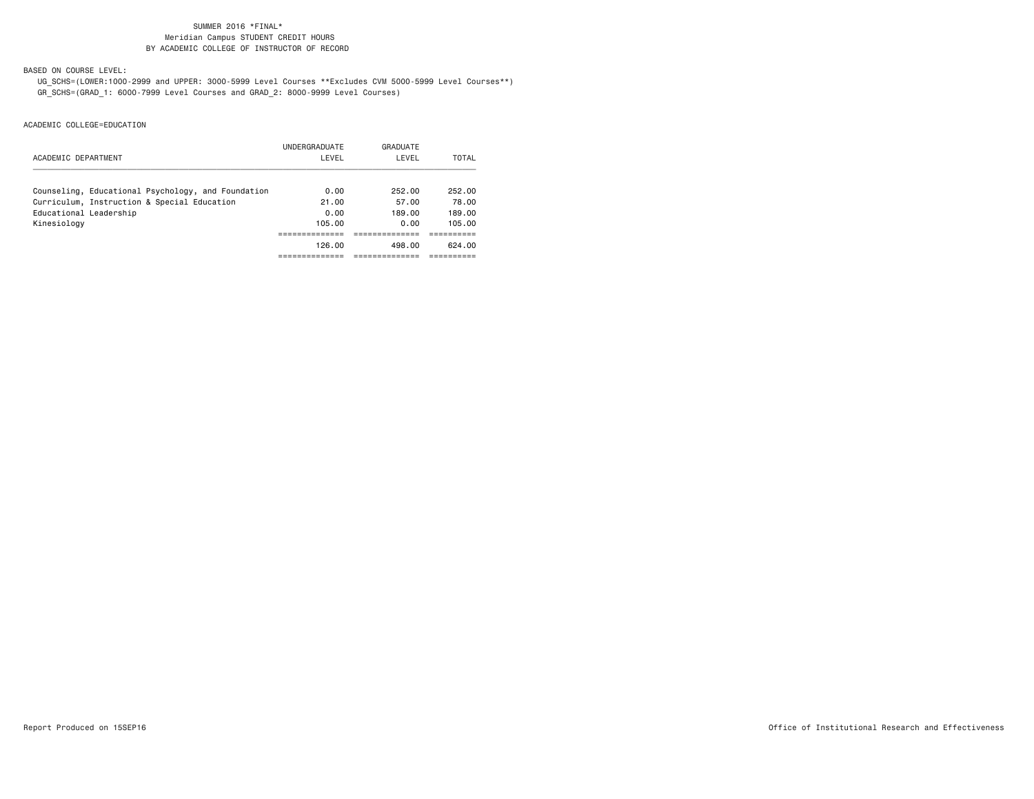SUMMER 2016 *FINAL*
Meridian Campus STUDENT CREDIT HOURS
BY ACADEMIC COLLEGE OF INSTRUCTOR OF RECORD

BASED ON COURSE LEVEL:

UG_SCHS=(LOWER:1000-2999 and UPPER: 3000-5999 Level Courses **Excludes CVM 5000-5999 Level Courses**)
GR_SCHS=(GRAD_1: 6000-7999 Level Courses and GRAD_2: 8000-9999 Level Courses)

ACADEMIC COLLEGE=EDUCATION

| ACADEMIC DEPARTMENT | UNDERGRADUATE LEVEL | GRADUATE LEVEL | TOTAL |
|---|---|---|---|
| Counseling, Educational Psychology, and Foundation | 0.00 | 252.00 | 252.00 |
| Curriculum, Instruction & Special Education | 21.00 | 57.00 | 78.00 |
| Educational Leadership | 0.00 | 189.00 | 189.00 |
| Kinesiology | 105.00 | 0.00 | 105.00 |
| | 126.00 | 498.00 | 624.00 |

Report Produced on 15SEP16

Office of Institutional Research and Effectiveness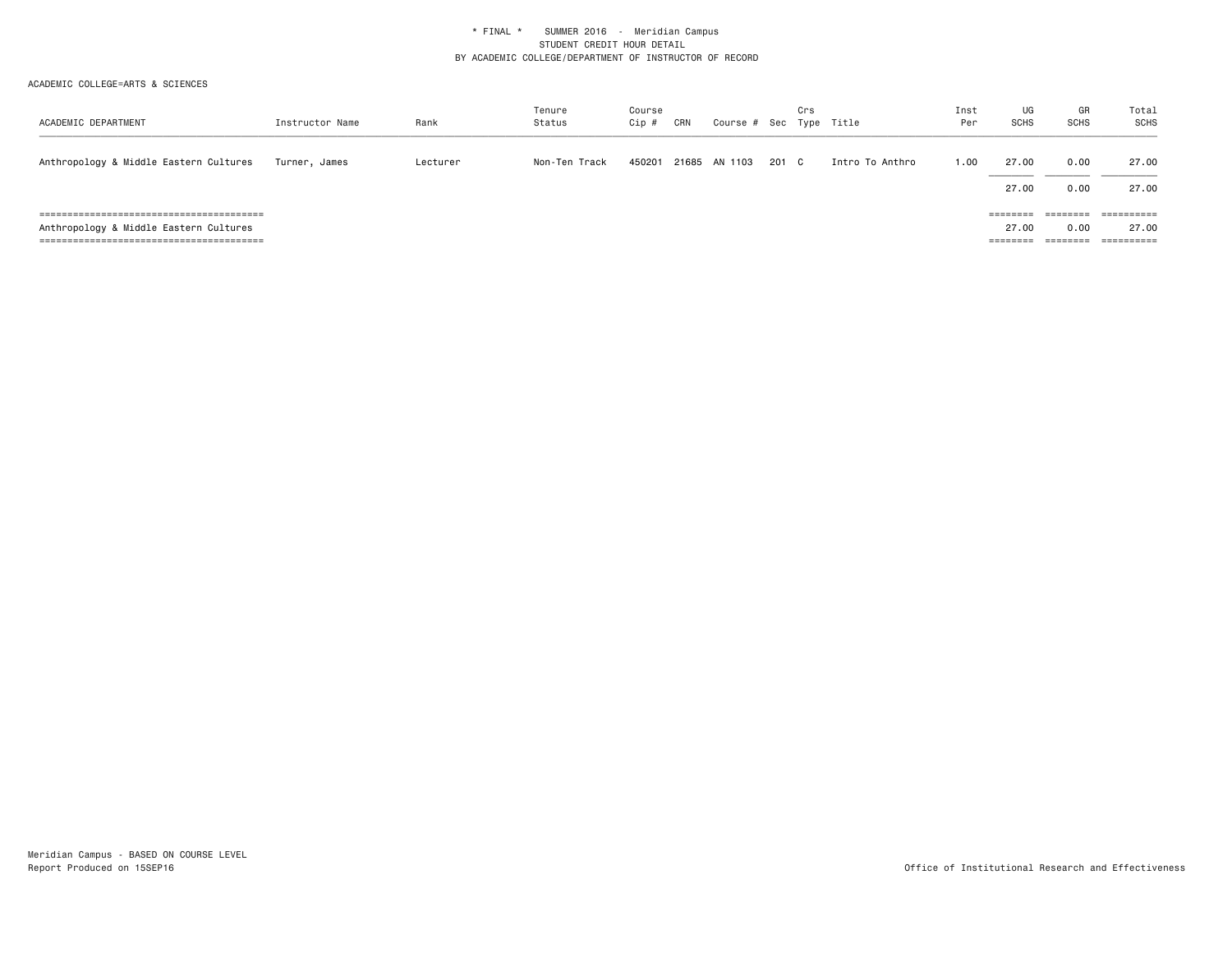* FINAL * SUMMER 2016 - Meridian Campus
STUDENT CREDIT HOUR DETAIL
BY ACADEMIC COLLEGE/DEPARTMENT OF INSTRUCTOR OF RECORD

ACADEMIC COLLEGE=ARTS & SCIENCES

| ACADEMIC DEPARTMENT | Instructor Name | Rank | Tenure Status | Course Cip # | CRN | Course # | Sec | Crs Type | Title | Inst Per | UG SCHS | GR SCHS | Total SCHS |
|---|---|---|---|---|---|---|---|---|---|---|---|---|---|
| Anthropology & Middle Eastern Cultures | Turner, James | Lecturer | Non-Ten Track | 450201 | 21685 | AN 1103 | 201 | C | Intro To Anthro | 1.00 | 27.00 | 0.00 | 27.00 |
| | | | | | | | | | | | 27.00 | 0.00 | 27.00 |
| Anthropology & Middle Eastern Cultures | | | | | | | | | | | 27.00 | 0.00 | 27.00 |

Meridian Campus - BASED ON COURSE LEVEL
Report Produced on 15SEP16

Office of Institutional Research and Effectiveness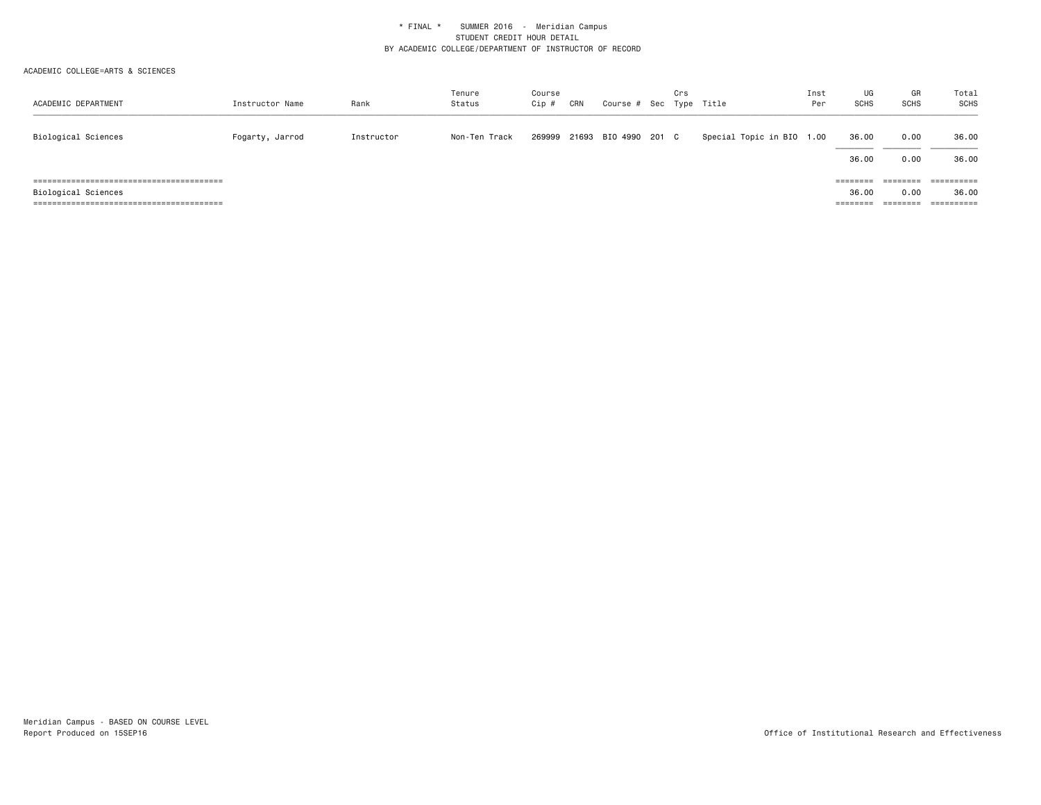\* FINAL \*    SUMMER 2016  -  Meridian Campus
STUDENT CREDIT HOUR DETAIL
BY ACADEMIC COLLEGE/DEPARTMENT OF INSTRUCTOR OF RECORD

ACADEMIC COLLEGE=ARTS & SCIENCES

| ACADEMIC DEPARTMENT | Instructor Name | Rank | Tenure Status | Course Cip # | CRN | Course # | Sec | Crs Type | Title | Inst Per | UG SCHS | GR SCHS | Total SCHS |
|---|---|---|---|---|---|---|---|---|---|---|---|---|---|
| Biological Sciences | Fogarty, Jarrod | Instructor | Non-Ten Track | 269999 | 21693 | BIO 4990 | 201 | C | Special Topic in BIO | 1.00 | 36.00 | 0.00 | 36.00 |
| | | | | | | | | | | | 36.00 | 0.00 | 36.00 |
| Biological Sciences | | | | | | | | | | | 36.00 | 0.00 | 36.00 |

Meridian Campus - BASED ON COURSE LEVEL
Report Produced on 15SEP16

Office of Institutional Research and Effectiveness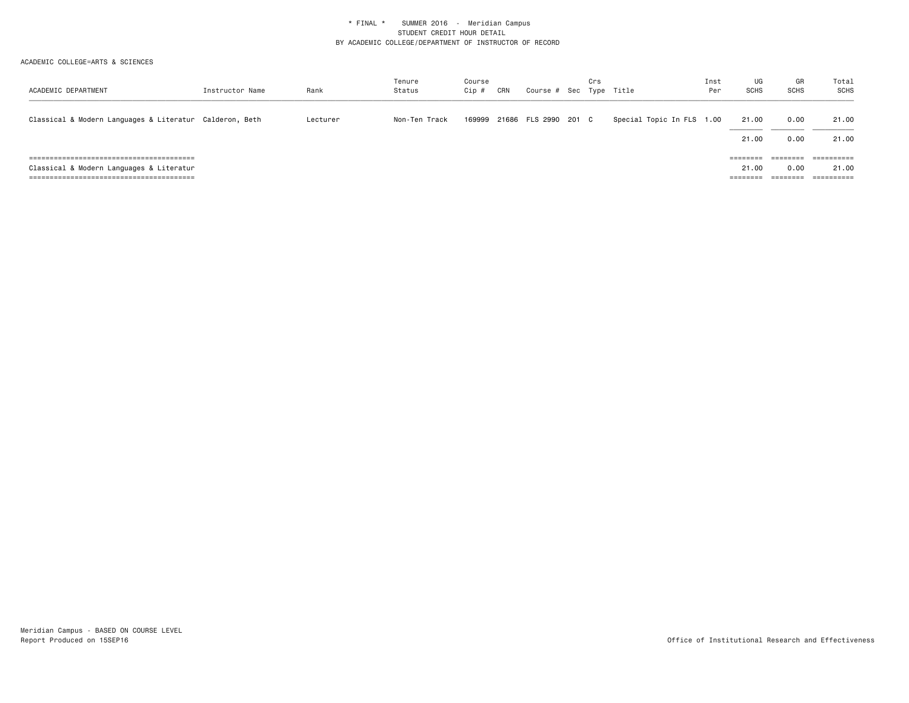\* FINAL \* SUMMER 2016 - Meridian Campus
STUDENT CREDIT HOUR DETAIL
BY ACADEMIC COLLEGE/DEPARTMENT OF INSTRUCTOR OF RECORD

ACADEMIC COLLEGE=ARTS & SCIENCES

| ACADEMIC DEPARTMENT | Instructor Name | Rank | Tenure Status | Course Cip # | CRN | Course # | Sec | Crs Type | Title | Inst Per | UG SCHS | GR SCHS | Total SCHS |
|---|---|---|---|---|---|---|---|---|---|---|---|---|---|
| Classical & Modern Languages & Literatur | Calderon, Beth | Lecturer | Non-Ten Track | 169999 | 21686 | FLS 2990 | 201 | C | Special Topic In FLS | 1.00 | 21.00 | 0.00 | 21.00 |
| | | | | | | | | | | | 21.00 | 0.00 | 21.00 |
| Classical & Modern Languages & Literatur | | | | | | | | | | | 21.00 | 0.00 | 21.00 |

Meridian Campus - BASED ON COURSE LEVEL
Report Produced on 15SEP16

Office of Institutional Research and Effectiveness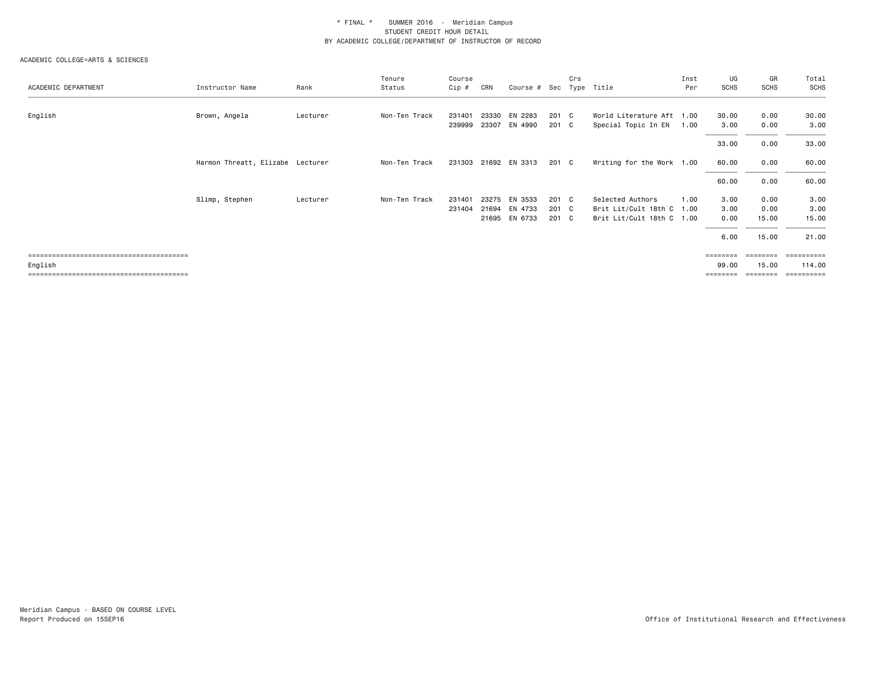\* FINAL \* SUMMER 2016 - Meridian Campus
STUDENT CREDIT HOUR DETAIL
BY ACADEMIC COLLEGE/DEPARTMENT OF INSTRUCTOR OF RECORD

ACADEMIC COLLEGE=ARTS & SCIENCES

| ACADEMIC DEPARTMENT | Instructor Name | Rank | Tenure Status | Course Cip # | CRN | Course # | Sec | Crs Type | Title | Inst Per | UG SCHS | GR SCHS | Total SCHS |
|---|---|---|---|---|---|---|---|---|---|---|---|---|---|
| English | Brown, Angela | Lecturer | Non-Ten Track | 231401 | 23330 | EN 2283 | 201 | C | World Literature Aft | 1.00 | 30.00 | 0.00 | 30.00 |
| | | | | 239999 | 23307 | EN 4990 | 201 | C | Special Topic In EN | 1.00 | 3.00 | 0.00 | 3.00 |
| | | | | | | | | | | | 33.00 | 0.00 | 33.00 |
| | Harmon Threatt, Elizabe | Lecturer | Non-Ten Track | 231303 | 21692 | EN 3313 | 201 | C | Writing for the Work | 1.00 | 60.00 | 0.00 | 60.00 |
| | | | | | | | | | | | 60.00 | 0.00 | 60.00 |
| | Slimp, Stephen | Lecturer | Non-Ten Track | 231401 | 23275 | EN 3533 | 201 | C | Selected Authors | 1.00 | 3.00 | 0.00 | 3.00 |
| | | | | 231404 | 21694 | EN 4733 | 201 | C | Brit Lit/Cult 18th C | 1.00 | 3.00 | 0.00 | 3.00 |
| | | | | | 21695 | EN 6733 | 201 | C | Brit Lit/Cult 18th C | 1.00 | 0.00 | 15.00 | 15.00 |
| | | | | | | | | | | | 6.00 | 15.00 | 21.00 |
| English | | | | | | | | | | | 99.00 | 15.00 | 114.00 |

Meridian Campus - BASED ON COURSE LEVEL
Report Produced on 15SEP16

Office of Institutional Research and Effectiveness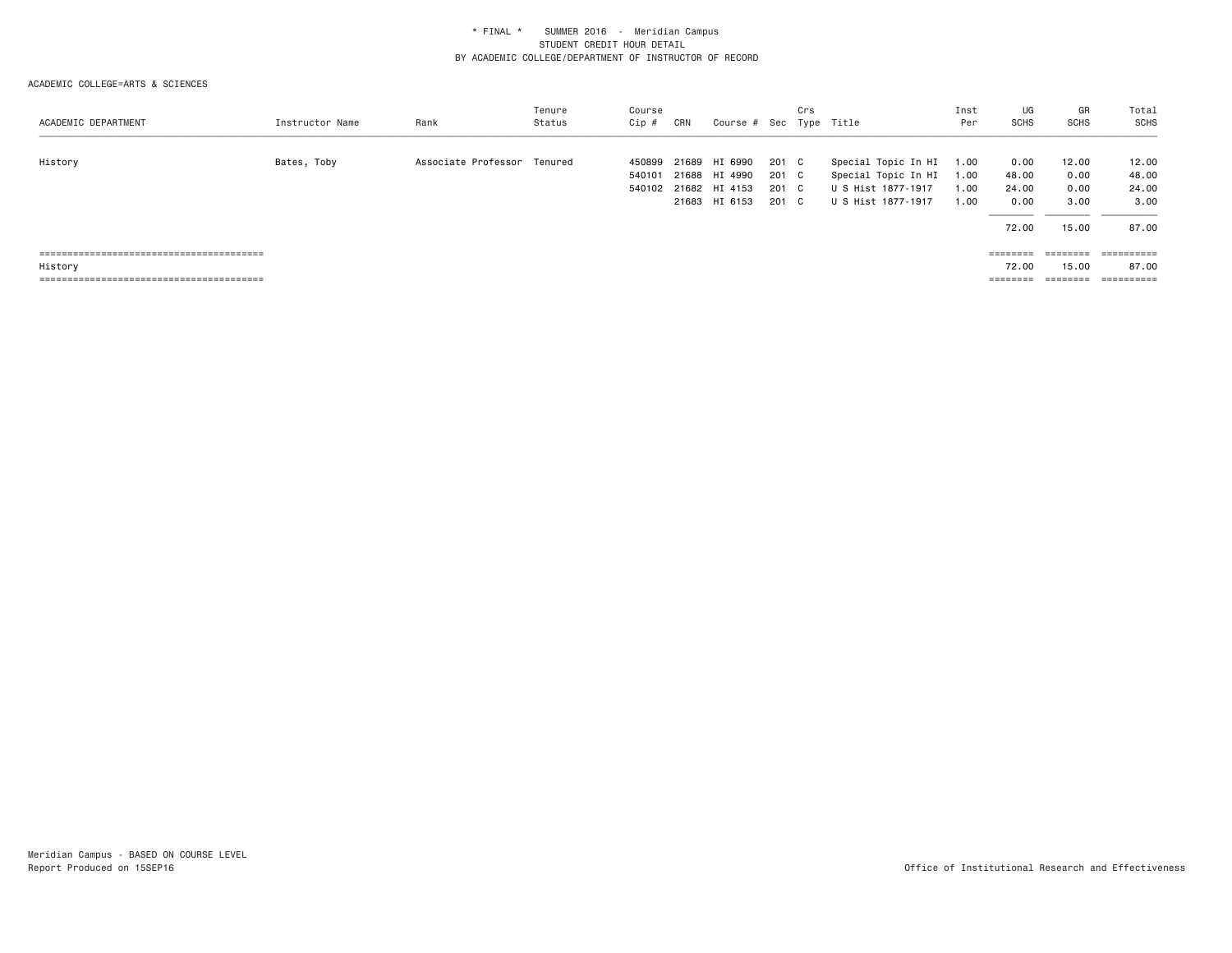\* FINAL \* SUMMER 2016 - Meridian Campus
STUDENT CREDIT HOUR DETAIL
BY ACADEMIC COLLEGE/DEPARTMENT OF INSTRUCTOR OF RECORD

ACADEMIC COLLEGE=ARTS & SCIENCES

| ACADEMIC DEPARTMENT | Instructor Name | Rank | Tenure Status | Course Cip # | CRN | Course # | Sec | Crs Type | Title | Inst Per | UG SCHS | GR SCHS | Total SCHS |
|---|---|---|---|---|---|---|---|---|---|---|---|---|---|
| History | Bates, Toby | Associate Professor | Tenured | 450899 | 21689 | HI 6990 | 201 | C | Special Topic In HI | 1.00 | 0.00 | 12.00 | 12.00 |
| | | | | 540101 | 21688 | HI 4990 | 201 | C | Special Topic In HI | 1.00 | 48.00 | 0.00 | 48.00 |
| | | | | 540102 | 21682 | HI 4153 | 201 | C | U S Hist 1877-1917 | 1.00 | 24.00 | 0.00 | 24.00 |
| | | | | | 21683 | HI 6153 | 201 | C | U S Hist 1877-1917 | 1.00 | 0.00 | 3.00 | 3.00 |
| | | | | | | | | | | | 72.00 | 15.00 | 87.00 |
| History | | | | | | | | | | | 72.00 | 15.00 | 87.00 |

Meridian Campus - BASED ON COURSE LEVEL
Report Produced on 15SEP16

Office of Institutional Research and Effectiveness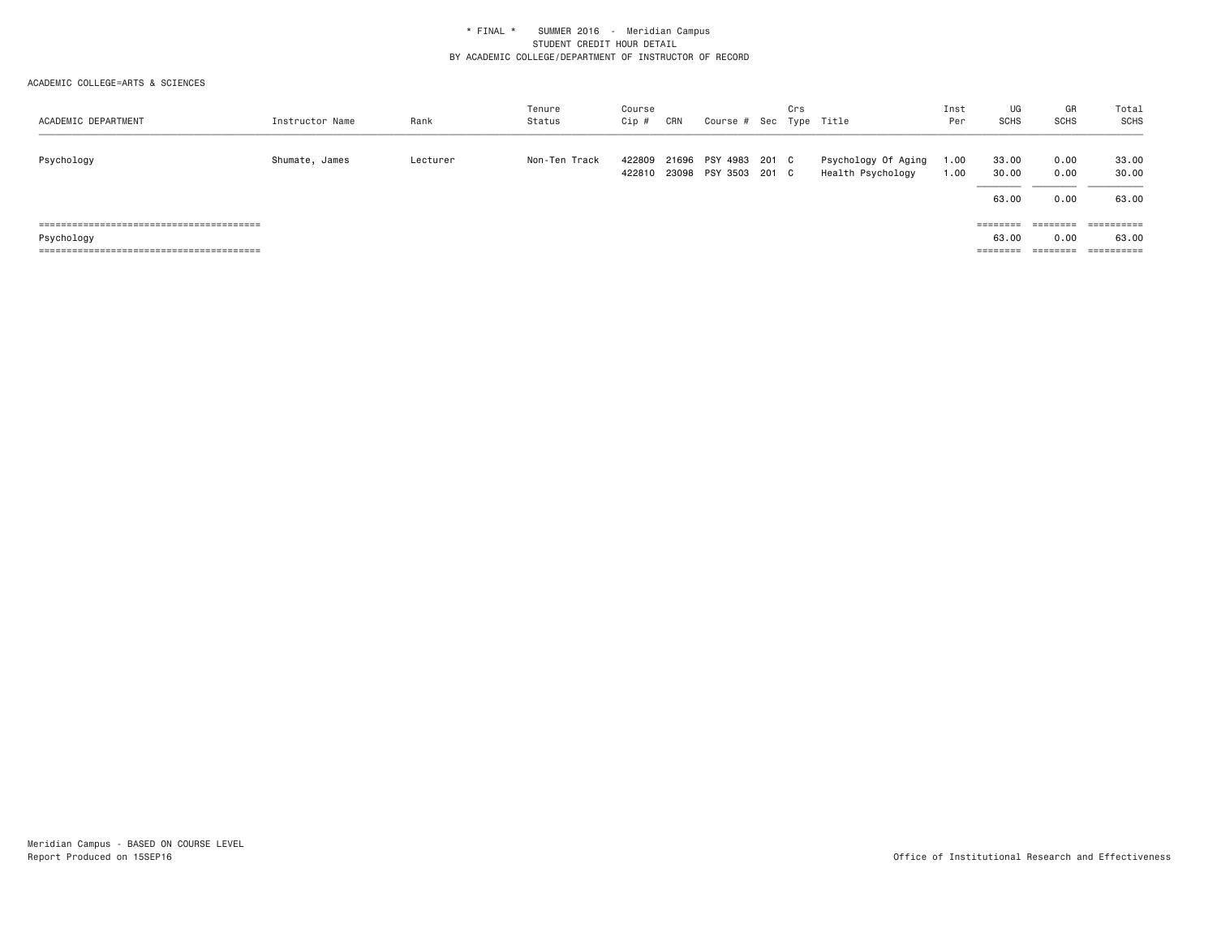\* FINAL \*    SUMMER 2016  -  Meridian Campus
STUDENT CREDIT HOUR DETAIL
BY ACADEMIC COLLEGE/DEPARTMENT OF INSTRUCTOR OF RECORD

ACADEMIC COLLEGE=ARTS & SCIENCES

| ACADEMIC DEPARTMENT | Instructor Name | Rank | Tenure Status | Course Cip # | CRN | Course # | Sec | Crs Type | Title | Inst Per | UG SCHS | GR SCHS | Total SCHS |
|---|---|---|---|---|---|---|---|---|---|---|---|---|---|
| Psychology | Shumate, James | Lecturer | Non-Ten Track | 422809 | 21696 | PSY 4983 | 201 | C | Psychology Of Aging | 1.00 | 33.00 | 0.00 | 33.00 |
| | | | | 422810 | 23098 | PSY 3503 | 201 | C | Health Psychology | 1.00 | 30.00 | 0.00 | 30.00 |
| | | | | | | | | | | | 63.00 | 0.00 | 63.00 |
| Psychology | | | | | | | | | | | 63.00 | 0.00 | 63.00 |

Meridian Campus - BASED ON COURSE LEVEL
Report Produced on 15SEP16

Office of Institutional Research and Effectiveness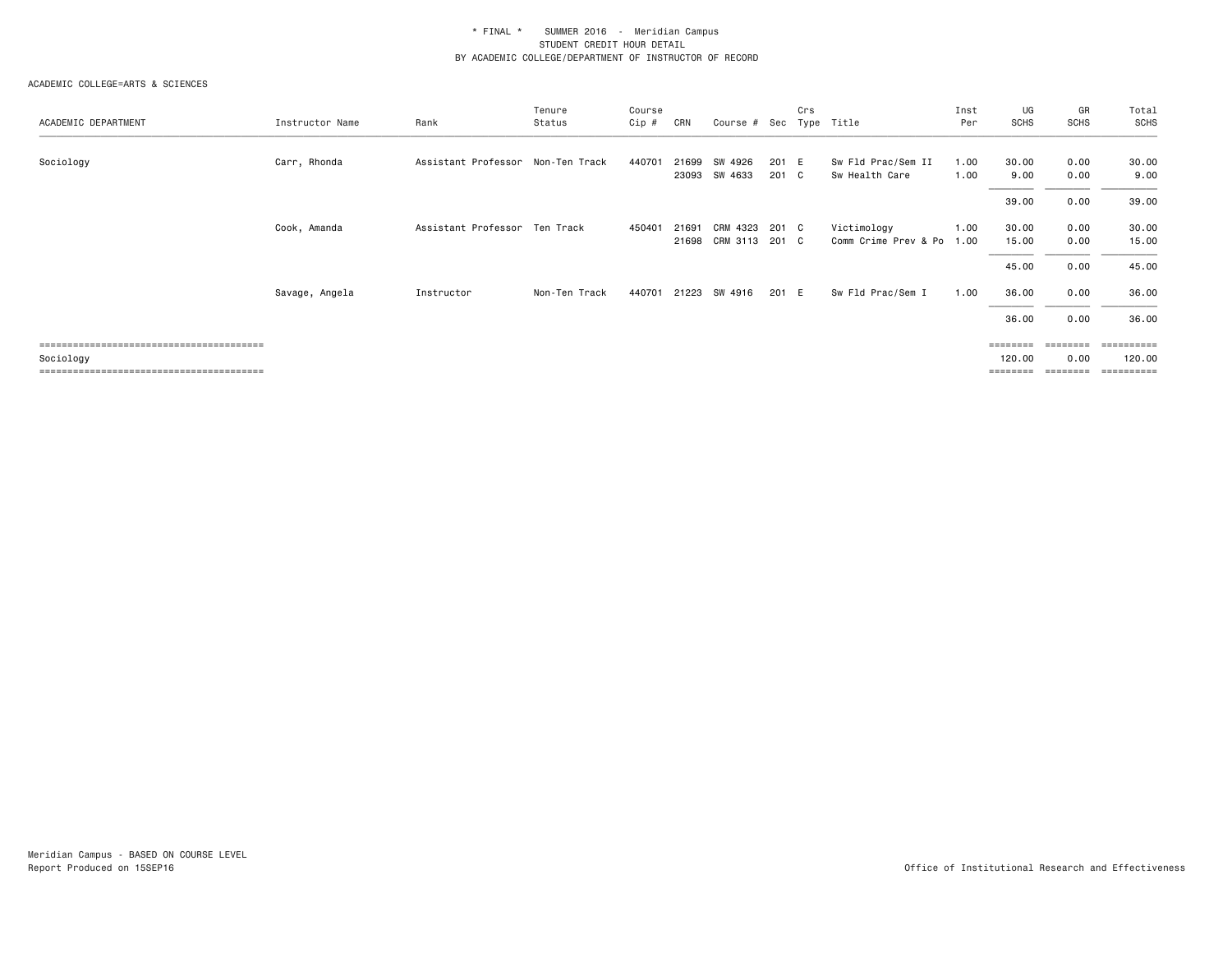\* FINAL \* SUMMER 2016 - Meridian Campus
STUDENT CREDIT HOUR DETAIL
BY ACADEMIC COLLEGE/DEPARTMENT OF INSTRUCTOR OF RECORD

ACADEMIC COLLEGE=ARTS & SCIENCES

| ACADEMIC DEPARTMENT | Instructor Name | Rank | Tenure Status | Course Cip # | CRN | Course # | Sec | Crs Type | Title | Inst Per | UG SCHS | GR SCHS | Total SCHS |
|---|---|---|---|---|---|---|---|---|---|---|---|---|---|
| Sociology | Carr, Rhonda | Assistant Professor | Non-Ten Track | 440701 | 21699 | SW 4926 | 201 | E | Sw Fld Prac/Sem II | 1.00 | 30.00 | 0.00 | 30.00 |
| | | | | | 23093 | SW 4633 | 201 | C | Sw Health Care | 1.00 | 9.00 | 0.00 | 9.00 |
| | | | | | | | | | | | 39.00 | 0.00 | 39.00 |
| | Cook, Amanda | Assistant Professor | Ten Track | 450401 | 21691 | CRM 4323 | 201 | C | Victimology | 1.00 | 30.00 | 0.00 | 30.00 |
| | | | | | 21698 | CRM 3113 | 201 | C | Comm Crime Prev & Po | 1.00 | 15.00 | 0.00 | 15.00 |
| | | | | | | | | | | | 45.00 | 0.00 | 45.00 |
| | Savage, Angela | Instructor | Non-Ten Track | 440701 | 21223 | SW 4916 | 201 | E | Sw Fld Prac/Sem I | 1.00 | 36.00 | 0.00 | 36.00 |
| | | | | | | | | | | | 36.00 | 0.00 | 36.00 |
| Sociology | | | | | | | | | | | 120.00 | 0.00 | 120.00 |

Meridian Campus - BASED ON COURSE LEVEL
Report Produced on 15SEP16

Office of Institutional Research and Effectiveness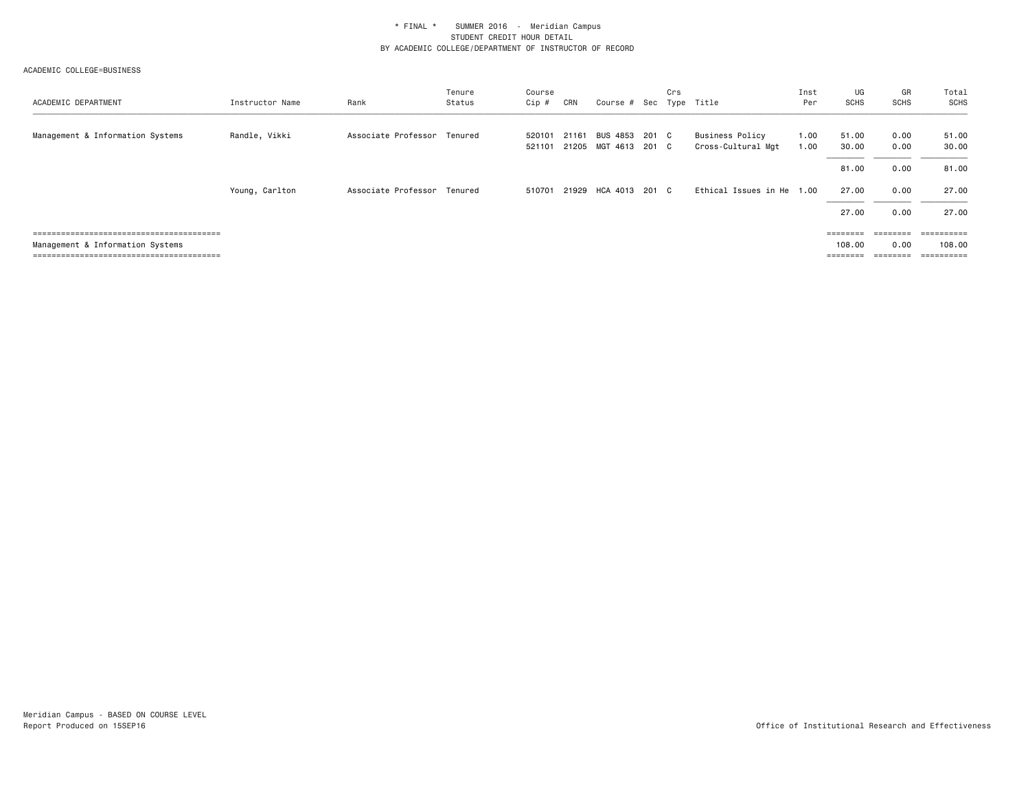\* FINAL \* SUMMER 2016 - Meridian Campus
STUDENT CREDIT HOUR DETAIL
BY ACADEMIC COLLEGE/DEPARTMENT OF INSTRUCTOR OF RECORD

ACADEMIC COLLEGE=BUSINESS

| ACADEMIC DEPARTMENT | Instructor Name | Rank | Tenure Status | Course Cip # | CRN | Course # | Sec | Crs Type | Title | Inst Per | UG SCHS | GR SCHS | Total SCHS |
|---|---|---|---|---|---|---|---|---|---|---|---|---|---|
| Management & Information Systems | Randle, Vikki | Associate Professor | Tenured | 520101 | 21161 | BUS 4853 | 201 | C | Business Policy | 1.00 | 51.00 | 0.00 | 51.00 |
| | | | | 521101 | 21205 | MGT 4613 | 201 | C | Cross-Cultural Mgt | 1.00 | 30.00 | 0.00 | 30.00 |
| | | | | | | | | | | | 81.00 | 0.00 | 81.00 |
| | Young, Carlton | Associate Professor | Tenured | 510701 | 21929 | HCA 4013 | 201 | C | Ethical Issues in He | 1.00 | 27.00 | 0.00 | 27.00 |
| | | | | | | | | | | | 27.00 | 0.00 | 27.00 |
| Management & Information Systems | | | | | | | | | | | 108.00 | 0.00 | 108.00 |

Meridian Campus - BASED ON COURSE LEVEL
Report Produced on 15SEP16

Office of Institutional Research and Effectiveness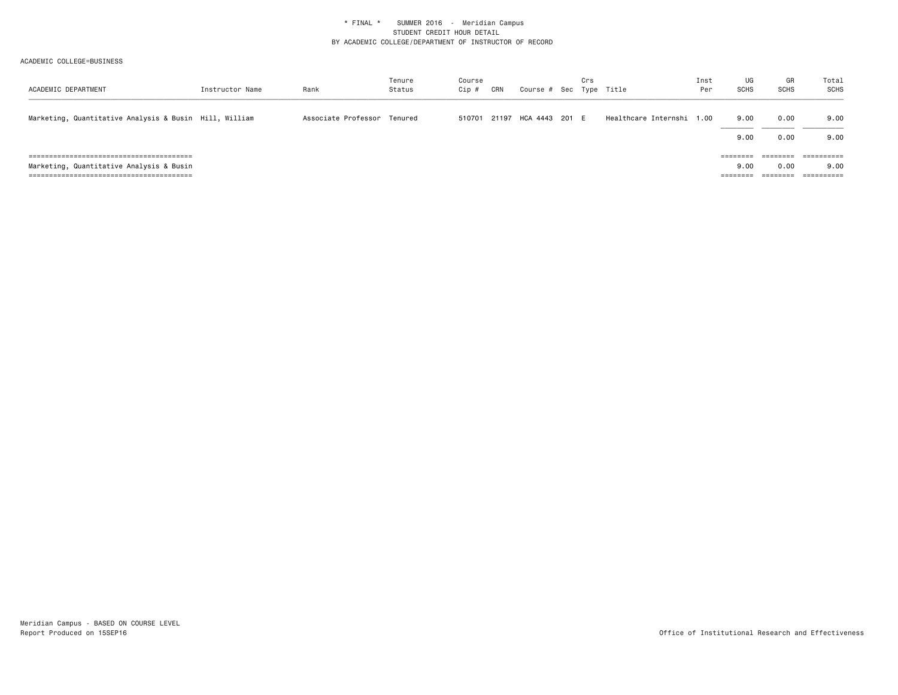\* FINAL \*    SUMMER 2016 - Meridian Campus
STUDENT CREDIT HOUR DETAIL
BY ACADEMIC COLLEGE/DEPARTMENT OF INSTRUCTOR OF RECORD

ACADEMIC COLLEGE=BUSINESS

| ACADEMIC DEPARTMENT | Instructor Name | Rank | Tenure Status | Course Cip # | CRN | Course # | Sec | Crs Type | Title | Inst Per | UG SCHS | GR SCHS | Total SCHS |
|---|---|---|---|---|---|---|---|---|---|---|---|---|---|
| Marketing, Quantitative Analysis & Busin | Hill, William | Associate Professor | Tenured | 510701 | 21197 | HCA 4443 | 201 | E | Healthcare Internshi | 1.00 | 9.00 | 0.00 | 9.00 |
| | | | | | | | | | | | 9.00 | 0.00 | 9.00 |
| Marketing, Quantitative Analysis & Busin | | | | | | | | | | | 9.00 | 0.00 | 9.00 |

Meridian Campus - BASED ON COURSE LEVEL
Report Produced on 15SEP16

Office of Institutional Research and Effectiveness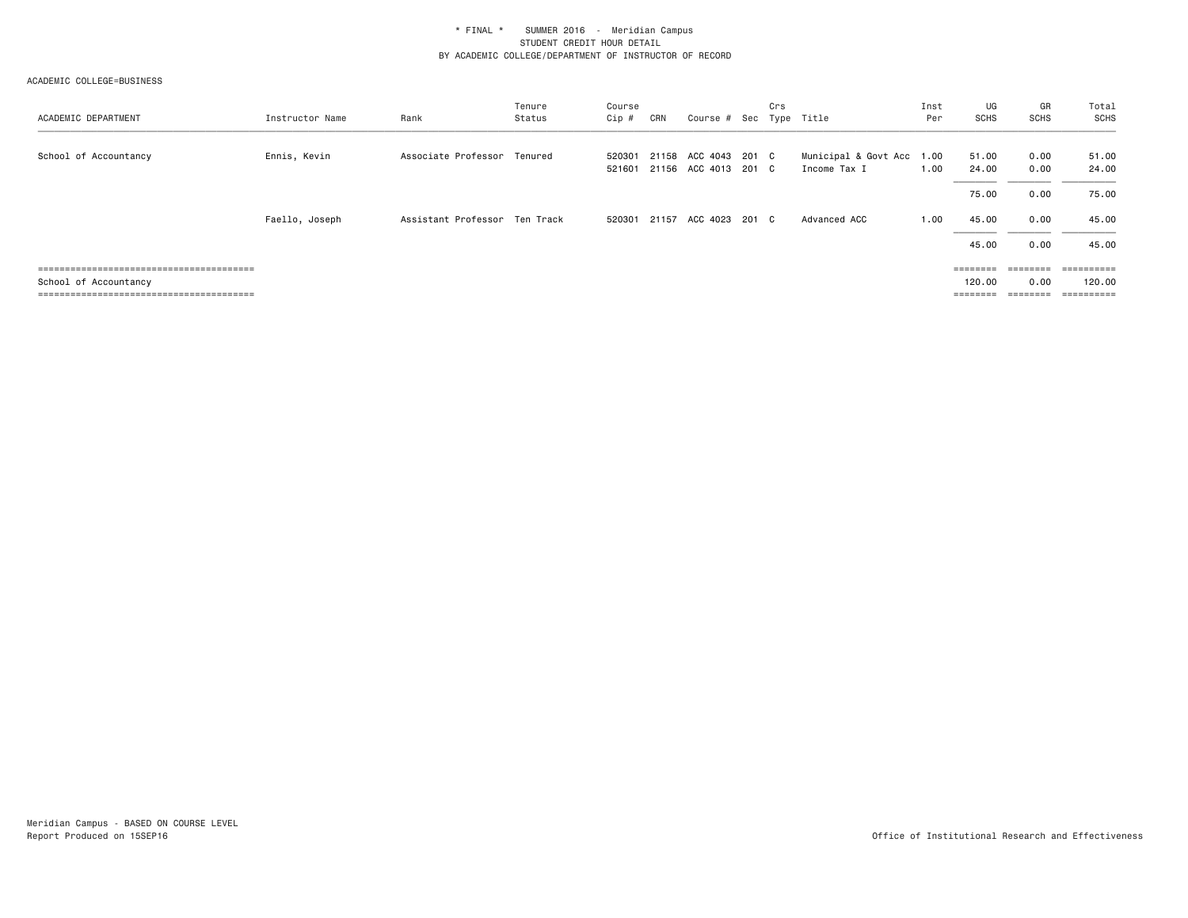\* FINAL \* SUMMER 2016 - Meridian Campus
STUDENT CREDIT HOUR DETAIL
BY ACADEMIC COLLEGE/DEPARTMENT OF INSTRUCTOR OF RECORD

ACADEMIC COLLEGE=BUSINESS

| ACADEMIC DEPARTMENT | Instructor Name | Rank | Tenure Status | Course Cip # | CRN | Course # | Sec | Crs Type | Title | Inst Per | UG SCHS | GR SCHS | Total SCHS |
|---|---|---|---|---|---|---|---|---|---|---|---|---|---|
| School of Accountancy | Ennis, Kevin | Associate Professor | Tenured | 520301 | 21158 | ACC 4043 | 201 | C | Municipal & Govt Acc | 1.00 | 51.00 | 0.00 | 51.00 |
| | | | | 521601 | 21156 | ACC 4013 | 201 | C | Income Tax I | 1.00 | 24.00 | 0.00 | 24.00 |
| | | | | | | | | | | | 75.00 | 0.00 | 75.00 |
| | Faello, Joseph | Assistant Professor | Ten Track | 520301 | 21157 | ACC 4023 | 201 | C | Advanced ACC | 1.00 | 45.00 | 0.00 | 45.00 |
| | | | | | | | | | | | 45.00 | 0.00 | 45.00 |
| School of Accountancy | | | | | | | | | | | 120.00 | 0.00 | 120.00 |

Meridian Campus - BASED ON COURSE LEVEL
Report Produced on 15SEP16

Office of Institutional Research and Effectiveness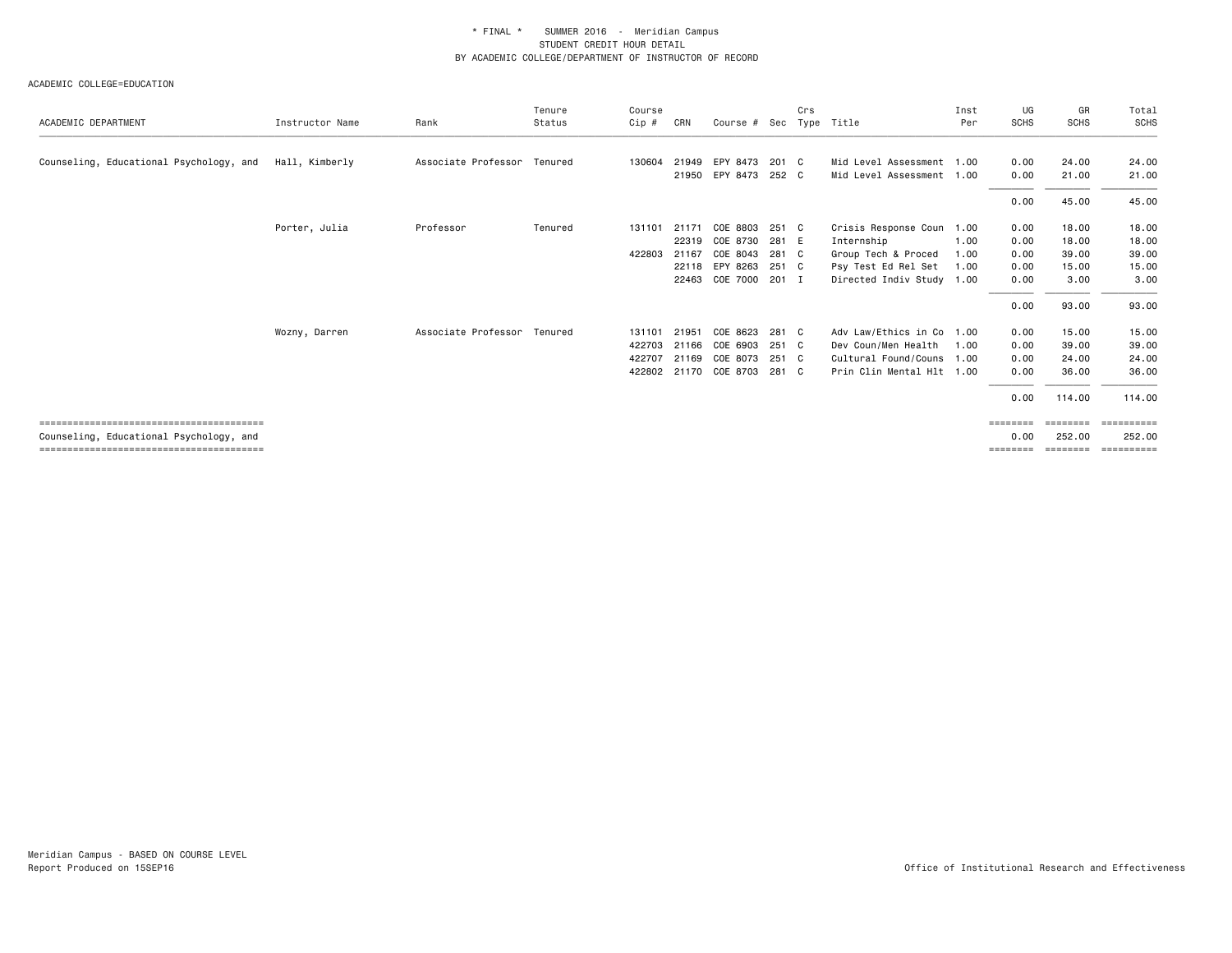\* FINAL \*    SUMMER 2016 - Meridian Campus
STUDENT CREDIT HOUR DETAIL
BY ACADEMIC COLLEGE/DEPARTMENT OF INSTRUCTOR OF RECORD

ACADEMIC COLLEGE=EDUCATION

| ACADEMIC DEPARTMENT | Instructor Name | Rank | Tenure Status | Course Cip # | CRN | Course # | Sec | Crs Type | Title | Inst Per | UG SCHS | GR SCHS | Total SCHS |
|---|---|---|---|---|---|---|---|---|---|---|---|---|---|
| Counseling, Educational Psychology, and | Hall, Kimberly | Associate Professor | Tenured | 130604 | 21949 | EPY 8473 | 201 | C | Mid Level Assessment | 1.00 | 0.00 | 24.00 | 24.00 |
| | | | | | 21950 | EPY 8473 | 252 | C | Mid Level Assessment | 1.00 | 0.00 | 21.00 | 21.00 |
| | | | | | | | | | | | 0.00 | 45.00 | 45.00 |
| | Porter, Julia | Professor | Tenured | 131101 | 21171 | COE 8803 | 251 | C | Crisis Response Coun | 1.00 | 0.00 | 18.00 | 18.00 |
| | | | | | 22319 | COE 8730 | 281 | E | Internship | 1.00 | 0.00 | 18.00 | 18.00 |
| | | | | 422803 | 21167 | COE 8043 | 281 | C | Group Tech & Proced | 1.00 | 0.00 | 39.00 | 39.00 |
| | | | | | 22118 | EPY 8263 | 251 | C | Psy Test Ed Rel Set | 1.00 | 0.00 | 15.00 | 15.00 |
| | | | | | 22463 | COE 7000 | 201 | I | Directed Indiv Study | 1.00 | 0.00 | 3.00 | 3.00 |
| | | | | | | | | | | | 0.00 | 93.00 | 93.00 |
| | Wozny, Darren | Associate Professor | Tenured | 131101 | 21951 | COE 8623 | 281 | C | Adv Law/Ethics in Co | 1.00 | 0.00 | 15.00 | 15.00 |
| | | | | 422703 | 21166 | COE 6903 | 251 | C | Dev Coun/Men Health | 1.00 | 0.00 | 39.00 | 39.00 |
| | | | | 422707 | 21169 | COE 8073 | 251 | C | Cultural Found/Couns | 1.00 | 0.00 | 24.00 | 24.00 |
| | | | | 422802 | 21170 | COE 8703 | 281 | C | Prin Clin Mental Hlt | 1.00 | 0.00 | 36.00 | 36.00 |
| | | | | | | | | | | | 0.00 | 114.00 | 114.00 |
| Counseling, Educational Psychology, and | | | | | | | | | | | 0.00 | 252.00 | 252.00 |

Meridian Campus - BASED ON COURSE LEVEL
Report Produced on 15SEP16

Office of Institutional Research and Effectiveness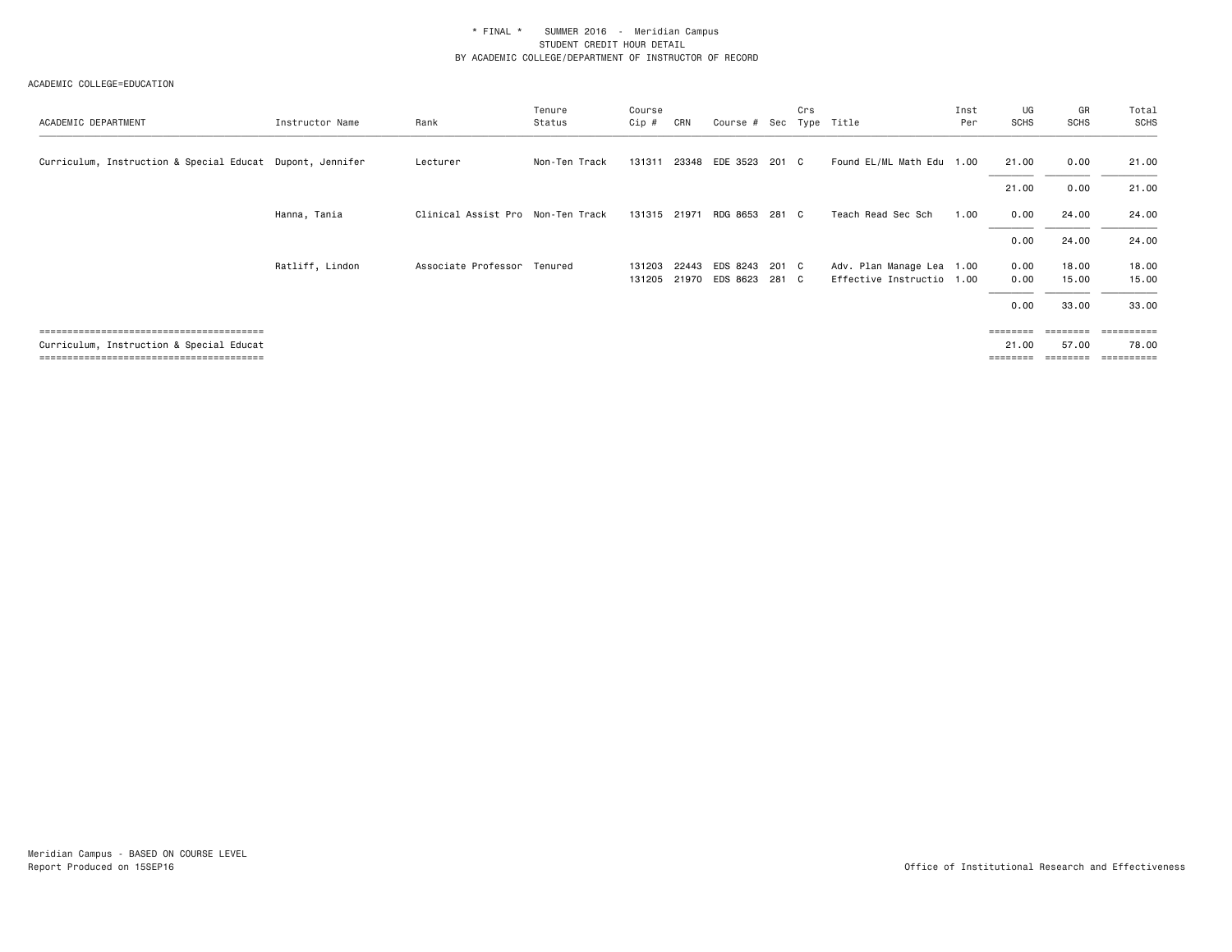\* FINAL \* SUMMER 2016 - Meridian Campus
STUDENT CREDIT HOUR DETAIL
BY ACADEMIC COLLEGE/DEPARTMENT OF INSTRUCTOR OF RECORD

ACADEMIC COLLEGE=EDUCATION

| ACADEMIC DEPARTMENT | Instructor Name | Rank | Tenure Status | Course Cip # | CRN | Course # | Sec | Crs Type | Title | Inst Per | UG SCHS | GR SCHS | Total SCHS |
|---|---|---|---|---|---|---|---|---|---|---|---|---|---|
| Curriculum, Instruction & Special Educat | Dupont, Jennifer | Lecturer | Non-Ten Track | 131311 | 23348 | EDE 3523 | 201 | C | Found EL/ML Math Edu | 1.00 | 21.00 | 0.00 | 21.00 |
| | | | | | | | | | | | 21.00 | 0.00 | 21.00 |
| | Hanna, Tania | Clinical Assist Pro | Non-Ten Track | 131315 | 21971 | RDG 8653 | 281 | C | Teach Read Sec Sch | 1.00 | 0.00 | 24.00 | 24.00 |
| | | | | | | | | | | | 0.00 | 24.00 | 24.00 |
| | Ratliff, Lindon | Associate Professor | Tenured | 131203 | 22443 | EDS 8243 | 201 | C | Adv. Plan Manage Lea | 1.00 | 0.00 | 18.00 | 18.00 |
| | | | | 131205 | 21970 | EDS 8623 | 281 | C | Effective Instructio | 1.00 | 0.00 | 15.00 | 15.00 |
| | | | | | | | | | | | 0.00 | 33.00 | 33.00 |
| Curriculum, Instruction & Special Educat | | | | | | | | | | | 21.00 | 57.00 | 78.00 |

Meridian Campus - BASED ON COURSE LEVEL
Report Produced on 15SEP16

Office of Institutional Research and Effectiveness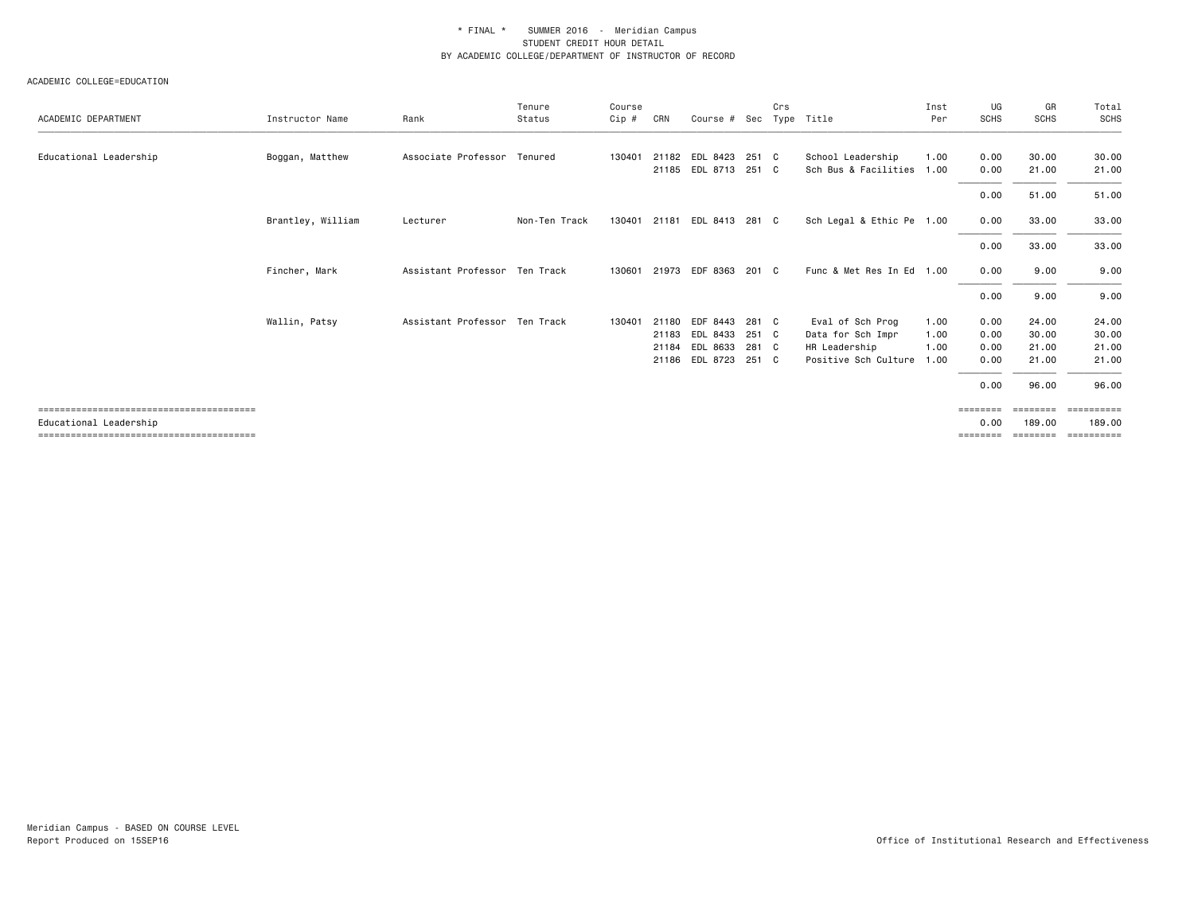\* FINAL \* SUMMER 2016 - Meridian Campus
STUDENT CREDIT HOUR DETAIL
BY ACADEMIC COLLEGE/DEPARTMENT OF INSTRUCTOR OF RECORD

ACADEMIC COLLEGE=EDUCATION

| ACADEMIC DEPARTMENT | Instructor Name | Rank | Tenure Status | Course Cip # | CRN | Course # | Sec | Crs Type | Title | Inst Per | UG SCHS | GR SCHS | Total SCHS |
|---|---|---|---|---|---|---|---|---|---|---|---|---|---|
| Educational Leadership | Boggan, Matthew | Associate Professor | Tenured | 130401 | 21182 | EDL 8423 | 251 | C | School Leadership | 1.00 | 0.00 | 30.00 | 30.00 |
| | | | | | 21185 | EDL 8713 | 251 | C | Sch Bus & Facilities | 1.00 | 0.00 | 21.00 | 21.00 |
| | | | | | | | | | | | 0.00 | 51.00 | 51.00 |
| | Brantley, William | Lecturer | Non-Ten Track | 130401 | 21181 | EDL 8413 | 281 | C | Sch Legal & Ethic Pe | 1.00 | 0.00 | 33.00 | 33.00 |
| | | | | | | | | | | | 0.00 | 33.00 | 33.00 |
| | Fincher, Mark | Assistant Professor | Ten Track | 130601 | 21973 | EDF 8363 | 201 | C | Func & Met Res In Ed | 1.00 | 0.00 | 9.00 | 9.00 |
| | | | | | | | | | | | 0.00 | 9.00 | 9.00 |
| | Wallin, Patsy | Assistant Professor | Ten Track | 130401 | 21180 | EDF 8443 | 281 | C | Eval of Sch Prog | 1.00 | 0.00 | 24.00 | 24.00 |
| | | | | | 21183 | EDL 8433 | 251 | C | Data for Sch Impr | 1.00 | 0.00 | 30.00 | 30.00 |
| | | | | | 21184 | EDL 8633 | 281 | C | HR Leadership | 1.00 | 0.00 | 21.00 | 21.00 |
| | | | | | 21186 | EDL 8723 | 251 | C | Positive Sch Culture | 1.00 | 0.00 | 21.00 | 21.00 |
| | | | | | | | | | | | 0.00 | 96.00 | 96.00 |
| Educational Leadership | | | | | | | | | | | 0.00 | 189.00 | 189.00 |

Meridian Campus - BASED ON COURSE LEVEL
Report Produced on 15SEP16

Office of Institutional Research and Effectiveness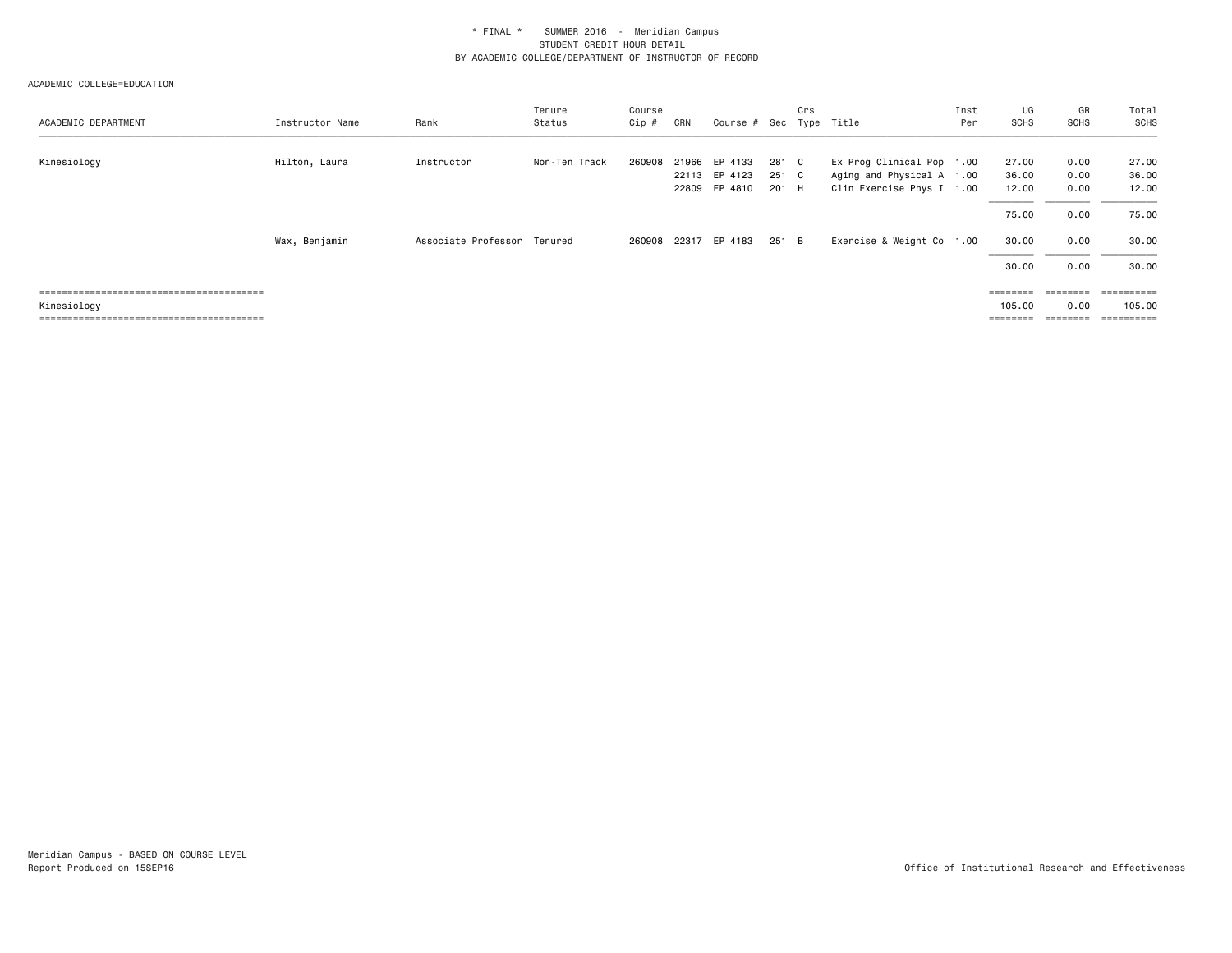\* FINAL \* SUMMER 2016 - Meridian Campus
STUDENT CREDIT HOUR DETAIL
BY ACADEMIC COLLEGE/DEPARTMENT OF INSTRUCTOR OF RECORD

ACADEMIC COLLEGE=EDUCATION

| ACADEMIC DEPARTMENT | Instructor Name | Rank | Tenure Status | Course Cip # | CRN | Course # | Sec | Crs Type | Title | Inst Per | UG SCHS | GR SCHS | Total SCHS |
|---|---|---|---|---|---|---|---|---|---|---|---|---|---|
| Kinesiology | Hilton, Laura | Instructor | Non-Ten Track | 260908 | 21966 | EP 4133 | 281 | C | Ex Prog Clinical Pop | 1.00 | 27.00 | 0.00 | 27.00 |
| | | | | | 22113 | EP 4123 | 251 | C | Aging and Physical A | 1.00 | 36.00 | 0.00 | 36.00 |
| | | | | | 22809 | EP 4810 | 201 | H | Clin Exercise Phys I | 1.00 | 12.00 | 0.00 | 12.00 |
| | | | | | | | | | | | 75.00 | 0.00 | 75.00 |
| | Wax, Benjamin | Associate Professor | Tenured | 260908 | 22317 | EP 4183 | 251 | B | Exercise & Weight Co | 1.00 | 30.00 | 0.00 | 30.00 |
| | | | | | | | | | | | 30.00 | 0.00 | 30.00 |
| Kinesiology | | | | | | | | | | | 105.00 | 0.00 | 105.00 |

Meridian Campus - BASED ON COURSE LEVEL
Report Produced on 15SEP16

Office of Institutional Research and Effectiveness